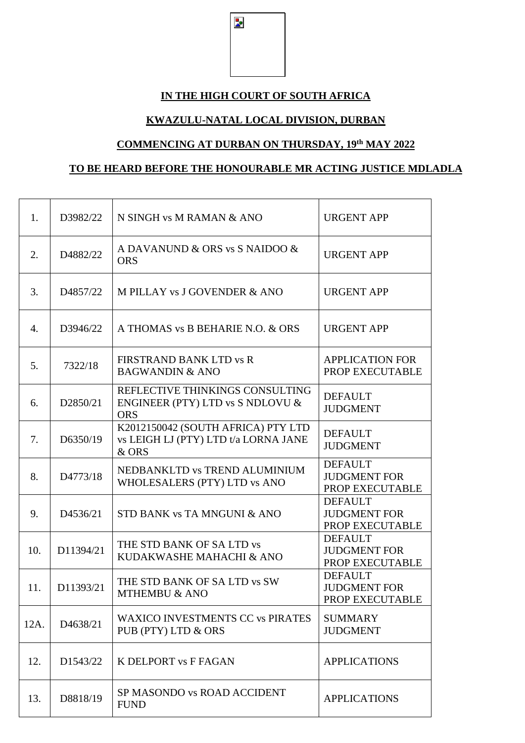**IN THE HIGH COURT OF SOUTH AFRICA**

**KWAZULU-NATAL LOCAL DIVISION, DURBAN**

**COMMENCING AT DURBAN ON THURSDAY, 19th MAY 2022**

**TO BE HEARD BEFORE THE HONOURABLE MR ACTING JUSTICE MDLADLA**

| | | | |
|---|---|---|---|
| 1. | D3982/22 | N SINGH vs M RAMAN & ANO | URGENT APP |
| 2. | D4882/22 | A DAVANUND & ORS vs S NAIDOO & ORS | URGENT APP |
| 3. | D4857/22 | M PILLAY vs J GOVENDER & ANO | URGENT APP |
| 4. | D3946/22 | A THOMAS vs B BEHARIE N.O. & ORS | URGENT APP |
| 5. | 7322/18 | FIRSTRAND BANK LTD vs R BAGWANDIN & ANO | APPLICATION FOR PROP EXECUTABLE |
| 6. | D2850/21 | REFLECTIVE THINKINGS CONSULTING ENGINEER (PTY) LTD vs S NDLOVU & ORS | DEFAULT JUDGMENT |
| 7. | D6350/19 | K2012150042 (SOUTH AFRICA) PTY LTD vs LEIGH LJ (PTY) LTD t/a LORNA JANE & ORS | DEFAULT JUDGMENT |
| 8. | D4773/18 | NEDBANKLTD vs TREND ALUMINIUM WHOLESALERS (PTY) LTD vs ANO | DEFAULT JUDGMENT FOR PROP EXECUTABLE |
| 9. | D4536/21 | STD BANK vs TA MNGUNI & ANO | DEFAULT JUDGMENT FOR PROP EXECUTABLE |
| 10. | D11394/21 | THE STD BANK OF SA LTD vs KUDAKWASHE MAHACHI & ANO | DEFAULT JUDGMENT FOR PROP EXECUTABLE |
| 11. | D11393/21 | THE STD BANK OF SA LTD vs SW MTHEMBU & ANO | DEFAULT JUDGMENT FOR PROP EXECUTABLE |
| 12A. | D4638/21 | WAXICO INVESTMENTS CC vs PIRATES PUB (PTY) LTD & ORS | SUMMARY JUDGMENT |
| 12. | D1543/22 | K DELPORT vs F FAGAN | APPLICATIONS |
| 13. | D8818/19 | SP MASONDO vs ROAD ACCIDENT FUND | APPLICATIONS |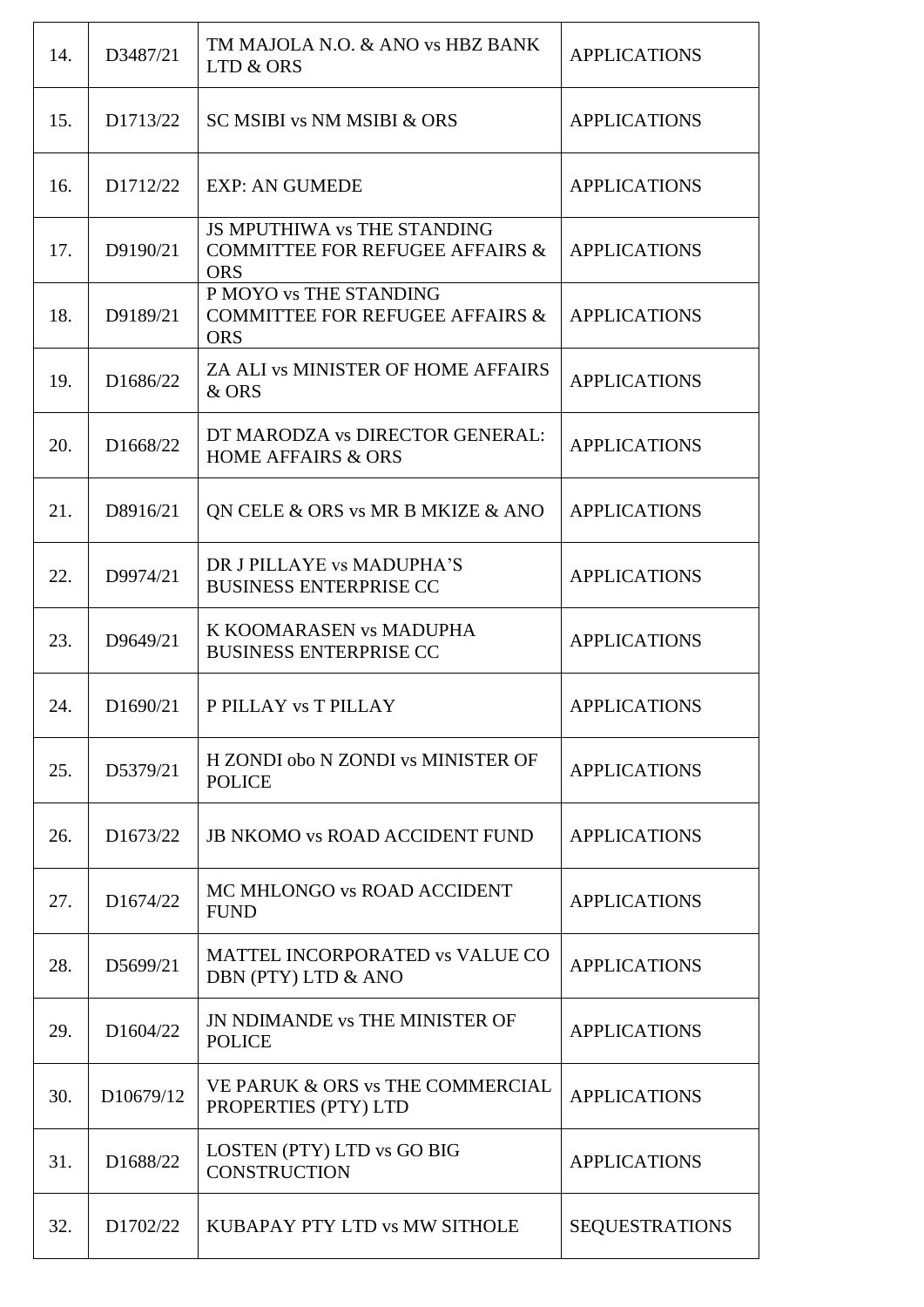| | | | |
|---|---|---|---|
| 14. | D3487/21 | TM MAJOLA N.O. & ANO vs HBZ BANK LTD & ORS | APPLICATIONS |
| 15. | D1713/22 | SC MSIBI vs NM MSIBI & ORS | APPLICATIONS |
| 16. | D1712/22 | EXP: AN GUMEDE | APPLICATIONS |
| 17. | D9190/21 | JS MPUTHIWA vs THE STANDING COMMITTEE FOR REFUGEE AFFAIRS & ORS | APPLICATIONS |
| 18. | D9189/21 | P MOYO vs THE STANDING COMMITTEE FOR REFUGEE AFFAIRS & ORS | APPLICATIONS |
| 19. | D1686/22 | ZA ALI vs MINISTER OF HOME AFFAIRS & ORS | APPLICATIONS |
| 20. | D1668/22 | DT MARODZA vs DIRECTOR GENERAL: HOME AFFAIRS & ORS | APPLICATIONS |
| 21. | D8916/21 | QN CELE & ORS vs MR B MKIZE & ANO | APPLICATIONS |
| 22. | D9974/21 | DR J PILLAYE vs MADUPHA'S BUSINESS ENTERPRISE CC | APPLICATIONS |
| 23. | D9649/21 | K KOOMARASEN vs MADUPHA BUSINESS ENTERPRISE CC | APPLICATIONS |
| 24. | D1690/21 | P PILLAY vs T PILLAY | APPLICATIONS |
| 25. | D5379/21 | H ZONDI obo N ZONDI vs MINISTER OF POLICE | APPLICATIONS |
| 26. | D1673/22 | JB NKOMO vs ROAD ACCIDENT FUND | APPLICATIONS |
| 27. | D1674/22 | MC MHLONGO vs ROAD ACCIDENT FUND | APPLICATIONS |
| 28. | D5699/21 | MATTEL INCORPORATED vs VALUE CO DBN (PTY) LTD & ANO | APPLICATIONS |
| 29. | D1604/22 | JN NDIMANDE vs THE MINISTER OF POLICE | APPLICATIONS |
| 30. | D10679/12 | VE PARUK & ORS vs THE COMMERCIAL PROPERTIES (PTY) LTD | APPLICATIONS |
| 31. | D1688/22 | LOSTEN (PTY) LTD vs GO BIG CONSTRUCTION | APPLICATIONS |
| 32. | D1702/22 | KUBAPAY PTY LTD vs MW SITHOLE | SEQUESTRATIONS |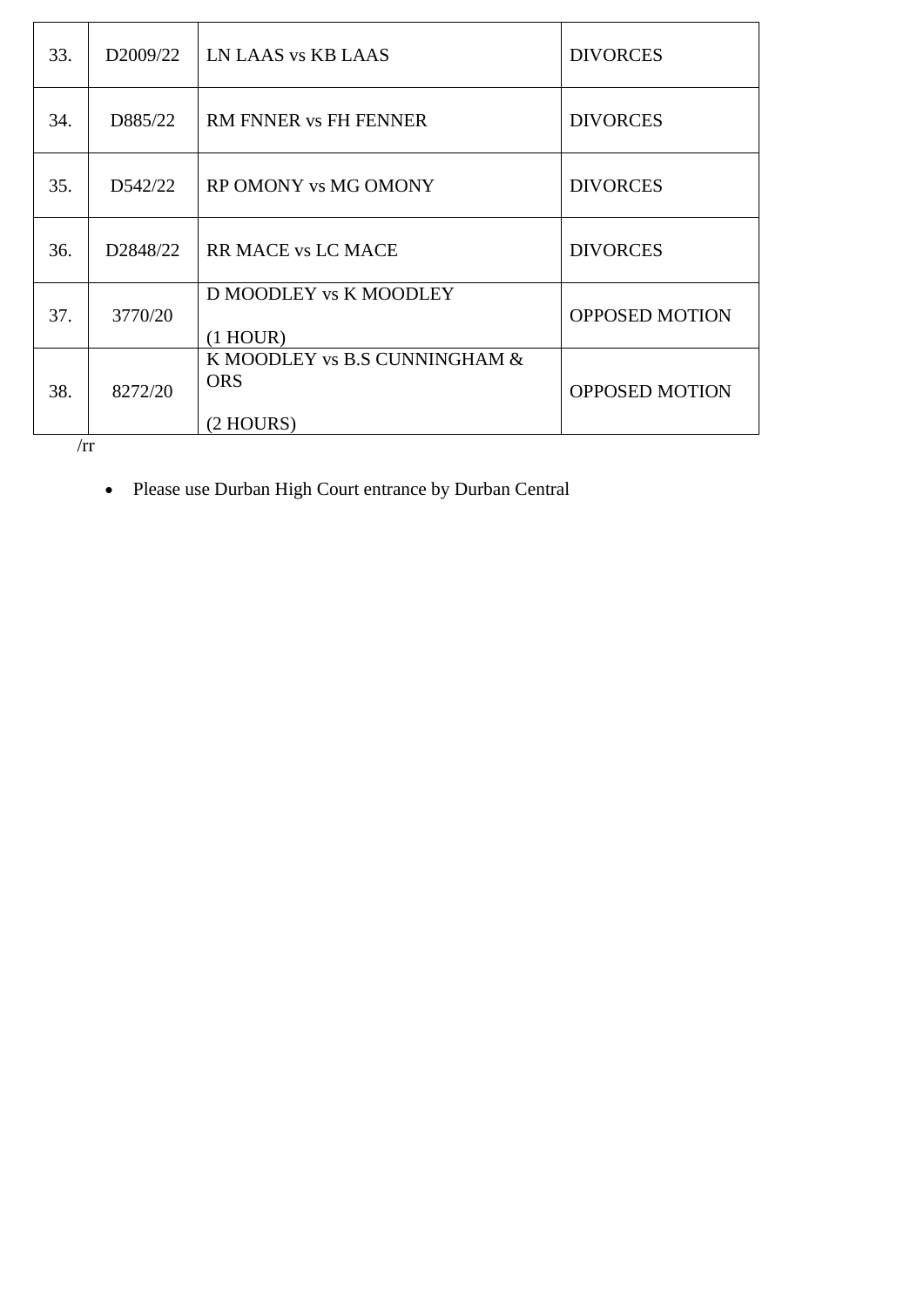| | | | |
|---|---|---|---|
| 33. | D2009/22 | LN LAAS vs KB LAAS | DIVORCES |
| 34. | D885/22 | RM FNNER vs FH FENNER | DIVORCES |
| 35. | D542/22 | RP OMONY vs MG OMONY | DIVORCES |
| 36. | D2848/22 | RR MACE vs LC MACE | DIVORCES |
| 37. | 3770/20 | D MOODLEY vs K MOODLEY<br><br>(1 HOUR) | OPPOSED MOTION |
| 38. | 8272/20 | K MOODLEY vs B.S CUNNINGHAM & ORS<br><br>(2 HOURS) | OPPOSED MOTION |

/rr

- Please use Durban High Court entrance by Durban Central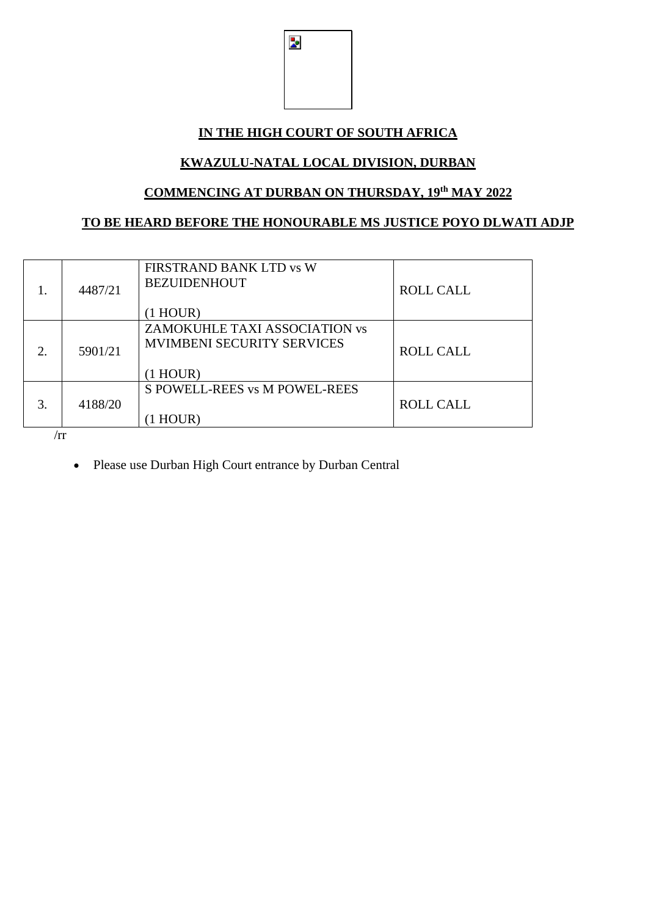**IN THE HIGH COURT OF SOUTH AFRICA**

**KWAZULU-NATAL LOCAL DIVISION, DURBAN**

**COMMENCING AT DURBAN ON THURSDAY, 19th MAY 2022**

**TO BE HEARD BEFORE THE HONOURABLE MS JUSTICE POYO DLWATI ADJP**

| | | | |
|---|---|---|---|
| 1. | 4487/21 | FIRSTRAND BANK LTD vs W BEZUIDENHOUT<br><br>(1 HOUR) | ROLL CALL |
| 2. | 5901/21 | ZAMOKUHLE TAXI ASSOCIATION vs MVIMBENI SECURITY SERVICES<br><br>(1 HOUR) | ROLL CALL |
| 3. | 4188/20 | S POWELL-REES vs M POWEL-REES<br><br>(1 HOUR) | ROLL CALL |

/rr

- Please use Durban High Court entrance by Durban Central